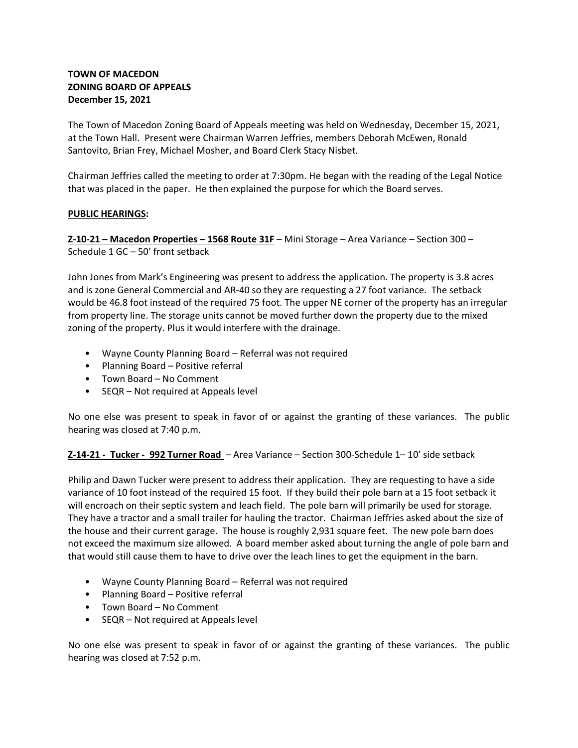**TOWN OF MACEDON**
**ZONING BOARD OF APPEALS**
**December 15, 2021**

The Town of Macedon Zoning Board of Appeals meeting was held on Wednesday, December 15, 2021, at the Town Hall. Present were Chairman Warren Jeffries, members Deborah McEwen, Ronald Santovito, Brian Frey, Michael Mosher, and Board Clerk Stacy Nisbet.

Chairman Jeffries called the meeting to order at 7:30pm. He began with the reading of the Legal Notice that was placed in the paper. He then explained the purpose for which the Board serves.

**PUBLIC HEARINGS:**

**Z-10-21 – Macedon Properties – 1568 Route 31F** – Mini Storage – Area Variance – Section 300 – Schedule 1 GC – 50' front setback

John Jones from Mark's Engineering was present to address the application. The property is 3.8 acres and is zone General Commercial and AR-40 so they are requesting a 27 foot variance. The setback would be 46.8 foot instead of the required 75 foot. The upper NE corner of the property has an irregular from property line. The storage units cannot be moved further down the property due to the mixed zoning of the property. Plus it would interfere with the drainage.

- Wayne County Planning Board – Referral was not required
- Planning Board – Positive referral
- Town Board – No Comment
- SEQR – Not required at Appeals level

No one else was present to speak in favor of or against the granting of these variances. The public hearing was closed at 7:40 p.m.

**Z-14-21 - Tucker - 992 Turner Road** – Area Variance – Section 300-Schedule 1– 10' side setback

Philip and Dawn Tucker were present to address their application. They are requesting to have a side variance of 10 foot instead of the required 15 foot. If they build their pole barn at a 15 foot setback it will encroach on their septic system and leach field. The pole barn will primarily be used for storage. They have a tractor and a small trailer for hauling the tractor. Chairman Jeffries asked about the size of the house and their current garage. The house is roughly 2,931 square feet. The new pole barn does not exceed the maximum size allowed. A board member asked about turning the angle of pole barn and that would still cause them to have to drive over the leach lines to get the equipment in the barn.

- Wayne County Planning Board – Referral was not required
- Planning Board – Positive referral
- Town Board – No Comment
- SEQR – Not required at Appeals level

No one else was present to speak in favor of or against the granting of these variances. The public hearing was closed at 7:52 p.m.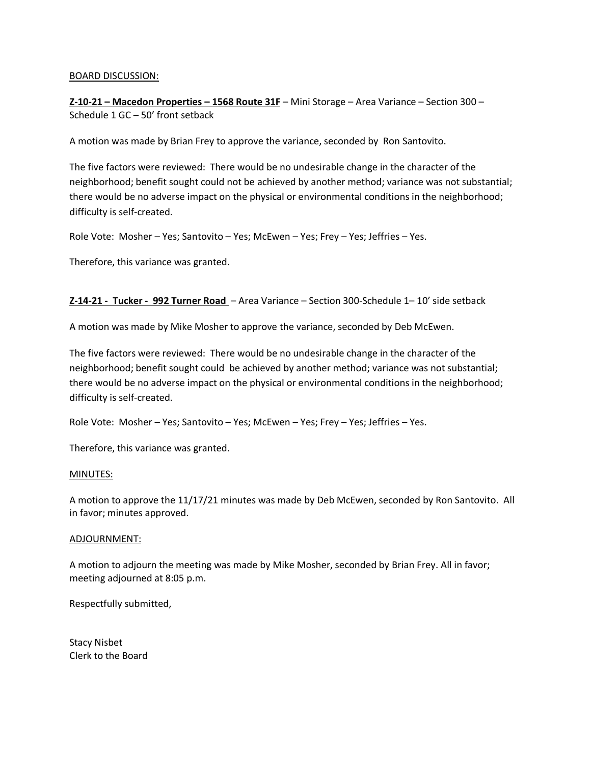BOARD DISCUSSION:

**Z-10-21 – Macedon Properties – 1568 Route 31F** – Mini Storage – Area Variance – Section 300 – Schedule 1 GC – 50' front setback

A motion was made by Brian Frey to approve the variance, seconded by Ron Santovito.

The five factors were reviewed: There would be no undesirable change in the character of the neighborhood; benefit sought could not be achieved by another method; variance was not substantial; there would be no adverse impact on the physical or environmental conditions in the neighborhood; difficulty is self-created.

Role Vote: Mosher – Yes; Santovito – Yes; McEwen – Yes; Frey – Yes; Jeffries – Yes.

Therefore, this variance was granted.

**Z-14-21 - Tucker - 992 Turner Road** – Area Variance – Section 300-Schedule 1– 10' side setback

A motion was made by Mike Mosher to approve the variance, seconded by Deb McEwen.

The five factors were reviewed: There would be no undesirable change in the character of the neighborhood; benefit sought could be achieved by another method; variance was not substantial; there would be no adverse impact on the physical or environmental conditions in the neighborhood; difficulty is self-created.

Role Vote: Mosher – Yes; Santovito – Yes; McEwen – Yes; Frey – Yes; Jeffries – Yes.

Therefore, this variance was granted.

MINUTES:

A motion to approve the 11/17/21 minutes was made by Deb McEwen, seconded by Ron Santovito. All in favor; minutes approved.

ADJOURNMENT:

A motion to adjourn the meeting was made by Mike Mosher, seconded by Brian Frey. All in favor; meeting adjourned at 8:05 p.m.

Respectfully submitted,

Stacy Nisbet
Clerk to the Board